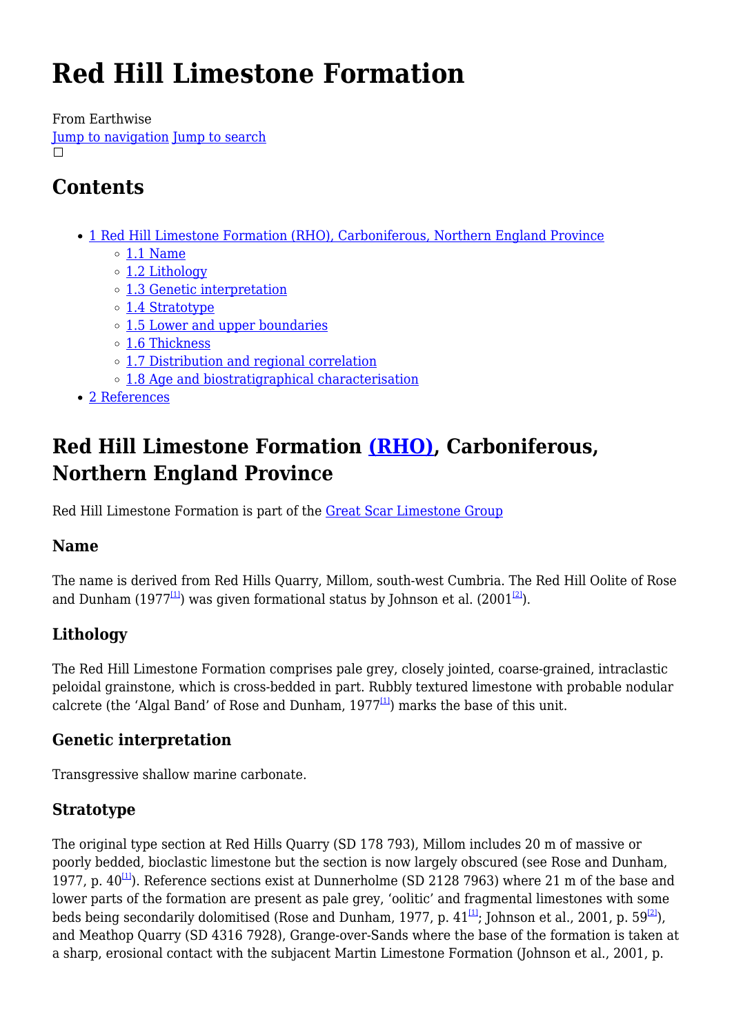# Red Hill Limestone Formation

From Earthwise

Jump to navigation Jump to search

## Contents

- 1 Red Hill Limestone Formation (RHO), Carboniferous, Northern England Province
  - 1.1 Name
  - 1.2 Lithology
  - 1.3 Genetic interpretation
  - 1.4 Stratotype
  - 1.5 Lower and upper boundaries
  - 1.6 Thickness
  - 1.7 Distribution and regional correlation
  - 1.8 Age and biostratigraphical characterisation
- 2 References

## Red Hill Limestone Formation (RHO), Carboniferous, Northern England Province

Red Hill Limestone Formation is part of the Great Scar Limestone Group

### Name

The name is derived from Red Hills Quarry, Millom, south-west Cumbria. The Red Hill Oolite of Rose and Dunham (1977[1]) was given formational status by Johnson et al. (2001[2]).

### Lithology

The Red Hill Limestone Formation comprises pale grey, closely jointed, coarse-grained, intraclastic peloidal grainstone, which is cross-bedded in part. Rubbly textured limestone with probable nodular calcrete (the 'Algal Band' of Rose and Dunham, 1977[1]) marks the base of this unit.

### Genetic interpretation

Transgressive shallow marine carbonate.

### Stratotype

The original type section at Red Hills Quarry (SD 178 793), Millom includes 20 m of massive or poorly bedded, bioclastic limestone but the section is now largely obscured (see Rose and Dunham, 1977, p. 40[1]). Reference sections exist at Dunnerholme (SD 2128 7963) where 21 m of the base and lower parts of the formation are present as pale grey, 'oolitic' and fragmental limestones with some beds being secondarily dolomitised (Rose and Dunham, 1977, p. 41[1]; Johnson et al., 2001, p. 59[2]), and Meathop Quarry (SD 4316 7928), Grange-over-Sands where the base of the formation is taken at a sharp, erosional contact with the subjacent Martin Limestone Formation (Johnson et al., 2001, p.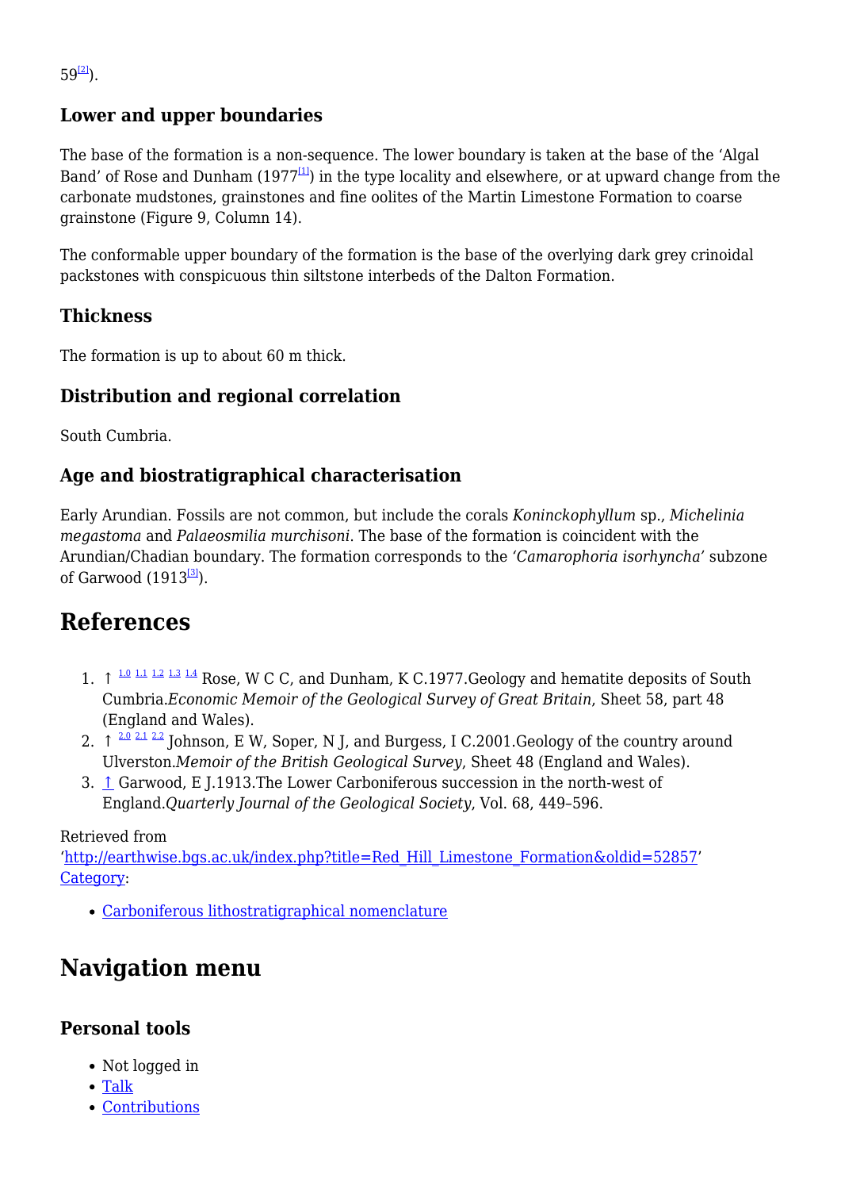59[2]).

### Lower and upper boundaries

The base of the formation is a non-sequence. The lower boundary is taken at the base of the 'Algal Band' of Rose and Dunham (1977[1]) in the type locality and elsewhere, or at upward change from the carbonate mudstones, grainstones and fine oolites of the Martin Limestone Formation to coarse grainstone (Figure 9, Column 14).

The conformable upper boundary of the formation is the base of the overlying dark grey crinoidal packstones with conspicuous thin siltstone interbeds of the Dalton Formation.

### Thickness

The formation is up to about 60 m thick.

### Distribution and regional correlation

South Cumbria.

### Age and biostratigraphical characterisation

Early Arundian. Fossils are not common, but include the corals *Koninckophyllum* sp., *Michelinia megastoma* and *Palaeosmilia murchisoni*. The base of the formation is coincident with the Arundian/Chadian boundary. The formation corresponds to the *'Camarophoria isorhyncha'* subzone of Garwood (1913[3]).

## References

1. ↑ 1.0 1.1 1.2 1.3 1.4 Rose, W C C, and Dunham, K C.1977.Geology and hematite deposits of South Cumbria.*Economic Memoir of the Geological Survey of Great Britain*, Sheet 58, part 48 (England and Wales).
2. ↑ 2.0 2.1 2.2 Johnson, E W, Soper, N J, and Burgess, I C.2001.Geology of the country around Ulverston.*Memoir of the British Geological Survey*, Sheet 48 (England and Wales).
3. ↑ Garwood, E J.1913.The Lower Carboniferous succession in the north-west of England.*Quarterly Journal of the Geological Society*, Vol. 68, 449–596.

Retrieved from 'http://earthwise.bgs.ac.uk/index.php?title=Red_Hill_Limestone_Formation&oldid=52857'
Category:

- Carboniferous lithostratigraphical nomenclature

## Navigation menu

### Personal tools

- Not logged in
- Talk
- Contributions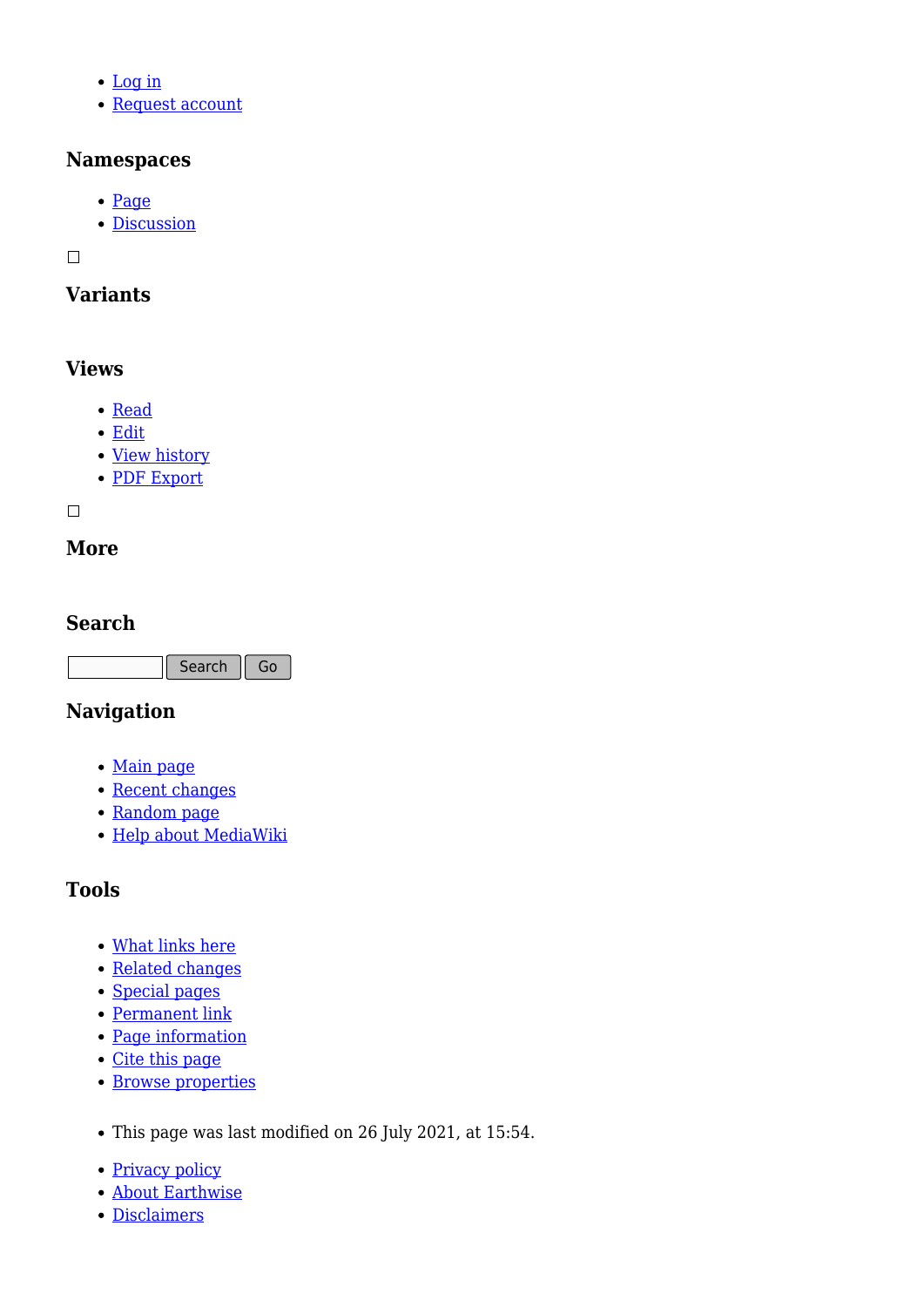- Log in
- Request account

### Namespaces

- Page
- Discussion

### Variants

### Views

- Read
- Edit
- View history
- PDF Export

### More

### Search

Search Go

### Navigation

- Main page
- Recent changes
- Random page
- Help about MediaWiki

### Tools

- What links here
- Related changes
- Special pages
- Permanent link
- Page information
- Cite this page
- Browse properties

- This page was last modified on 26 July 2021, at 15:54.

- Privacy policy
- About Earthwise
- Disclaimers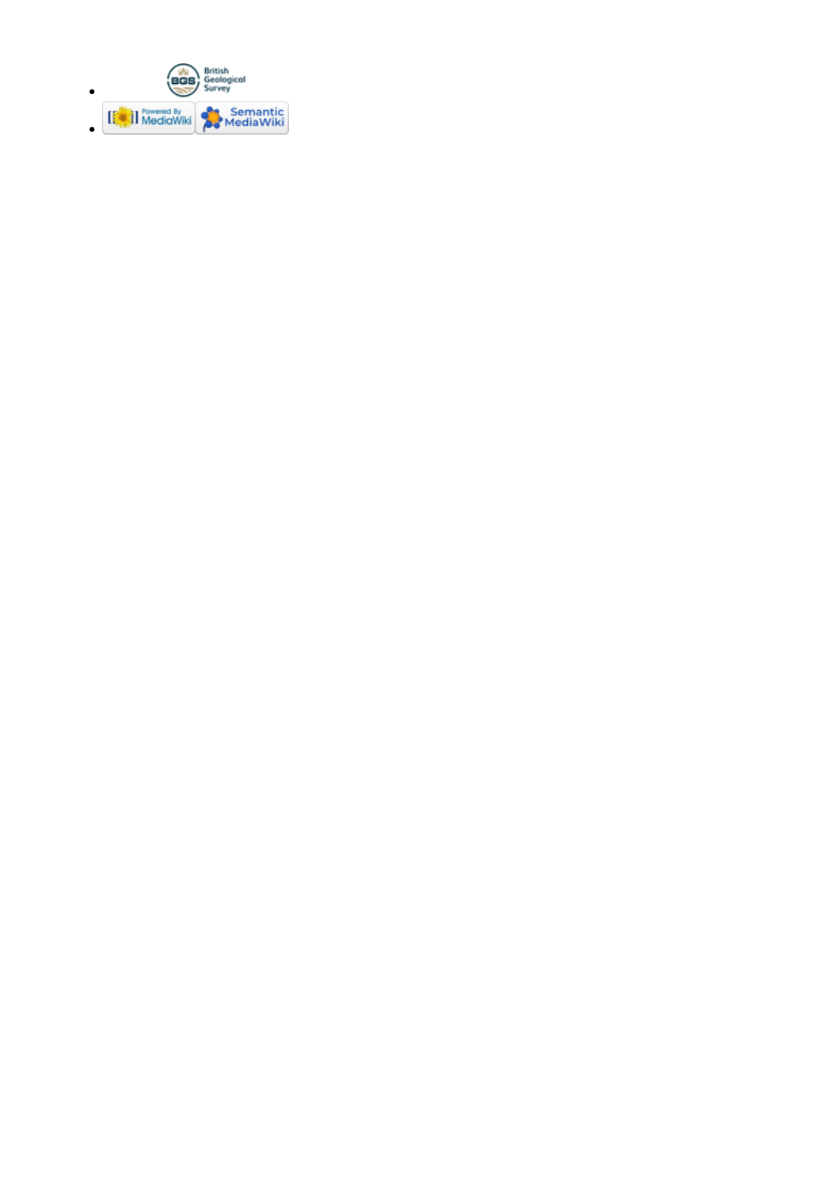- BGS British Geological Survey
- Powered By MediaWiki Semantic MediaWiki